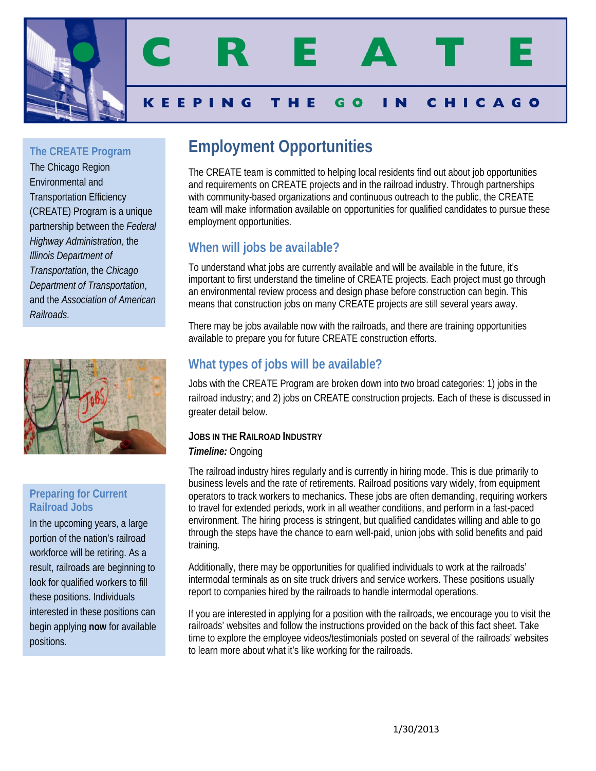# CREATE

KEEPING THE GO IN CHICAGO

## The CREATE Program

The Chicago Region Environmental and Transportation Efficiency (CREATE) Program is a unique partnership between the *Federal Highway Administration*, the *Illinois Department of Transportation*, the *Chicago Department of Transportation*, and the *Association of American Railroads*.

## Preparing for Current Railroad Jobs

In the upcoming years, a large portion of the nation's railroad workforce will be retiring. As a result, railroads are beginning to look for qualified workers to fill these positions. Individuals interested in these positions can begin applying **now** for available positions.

# Employment Opportunities

The CREATE team is committed to helping local residents find out about job opportunities and requirements on CREATE projects and in the railroad industry. Through partnerships with community-based organizations and continuous outreach to the public, the CREATE team will make information available on opportunities for qualified candidates to pursue these employment opportunities.

## When will jobs be available?

To understand what jobs are currently available and will be available in the future, it's important to first understand the timeline of CREATE projects. Each project must go through an environmental review process and design phase before construction can begin. This means that construction jobs on many CREATE projects are still several years away.

There may be jobs available now with the railroads, and there are training opportunities available to prepare you for future CREATE construction efforts.

## What types of jobs will be available?

Jobs with the CREATE Program are broken down into two broad categories: 1) jobs in the railroad industry; and 2) jobs on CREATE construction projects. Each of these is discussed in greater detail below.

### JOBS IN THE RAILROAD INDUSTRY

***Timeline:*** Ongoing

The railroad industry hires regularly and is currently in hiring mode. This is due primarily to business levels and the rate of retirements. Railroad positions vary widely, from equipment operators to track workers to mechanics. These jobs are often demanding, requiring workers to travel for extended periods, work in all weather conditions, and perform in a fast-paced environment. The hiring process is stringent, but qualified candidates willing and able to go through the steps have the chance to earn well-paid, union jobs with solid benefits and paid training.

Additionally, there may be opportunities for qualified individuals to work at the railroads' intermodal terminals as on site truck drivers and service workers. These positions usually report to companies hired by the railroads to handle intermodal operations.

If you are interested in applying for a position with the railroads, we encourage you to visit the railroads' websites and follow the instructions provided on the back of this fact sheet. Take time to explore the employee videos/testimonials posted on several of the railroads' websites to learn more about what it's like working for the railroads.

1/30/2013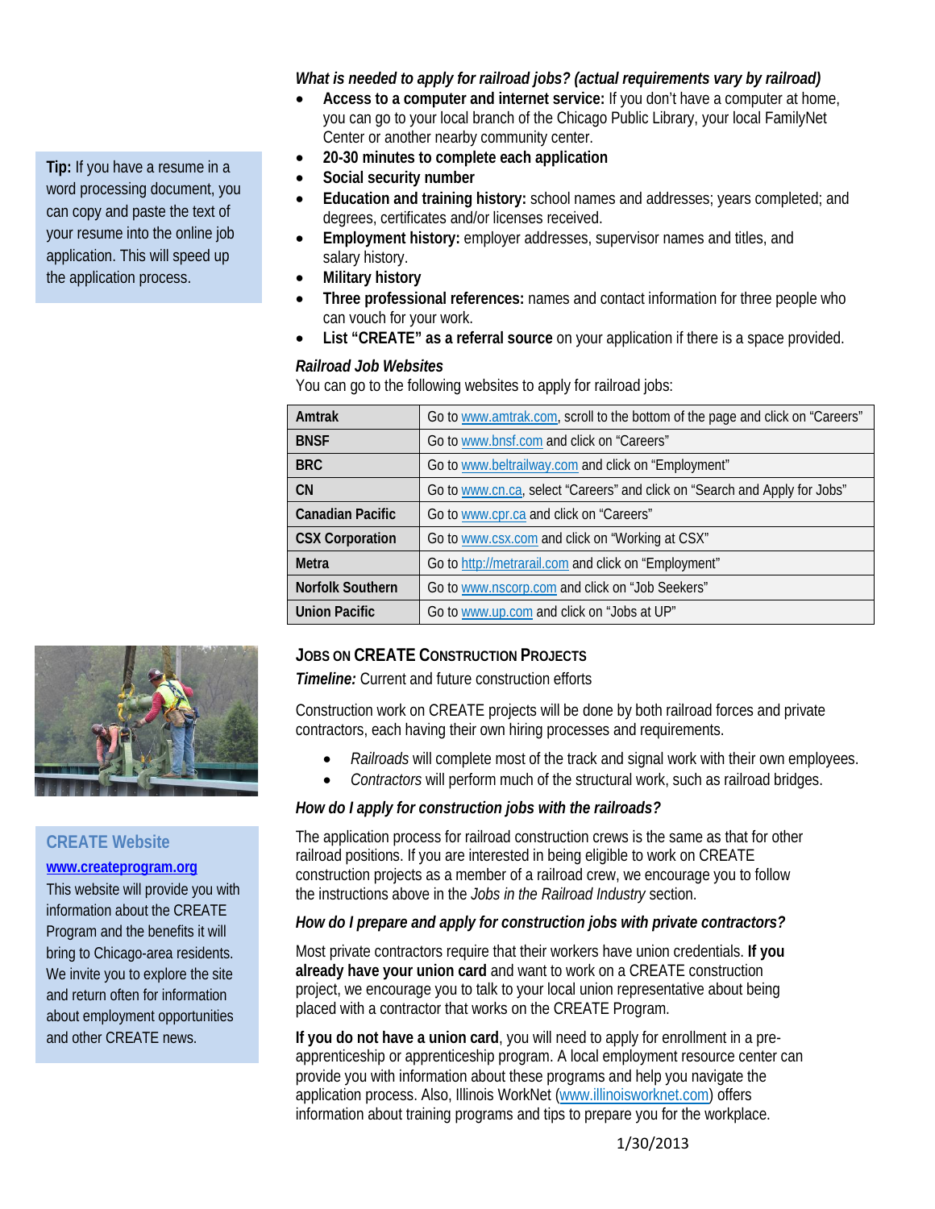**Tip:** If you have a resume in a word processing document, you can copy and paste the text of your resume into the online job application. This will speed up the application process.

*What is needed to apply for railroad jobs? (actual requirements vary by railroad)*

- **Access to a computer and internet service:** If you don't have a computer at home, you can go to your local branch of the Chicago Public Library, your local FamilyNet Center or another nearby community center.
- **20-30 minutes to complete each application**
- **Social security number**
- **Education and training history:** school names and addresses; years completed; and degrees, certificates and/or licenses received.
- **Employment history:** employer addresses, supervisor names and titles, and salary history.
- **Military history**
- **Three professional references:** names and contact information for three people who can vouch for your work.
- **List "CREATE" as a referral source** on your application if there is a space provided.

***Railroad Job Websites***

You can go to the following websites to apply for railroad jobs:

| | |
|---|---|
| **Amtrak** | Go to www.amtrak.com, scroll to the bottom of the page and click on "Careers" |
| **BNSF** | Go to www.bnsf.com and click on "Careers" |
| **BRC** | Go to www.beltrailway.com and click on "Employment" |
| **CN** | Go to www.cn.ca, select "Careers" and click on "Search and Apply for Jobs" |
| **Canadian Pacific** | Go to www.cpr.ca and click on "Careers" |
| **CSX Corporation** | Go to www.csx.com and click on "Working at CSX" |
| **Metra** | Go to http://metrarail.com and click on "Employment" |
| **Norfolk Southern** | Go to www.nscorp.com and click on "Job Seekers" |
| **Union Pacific** | Go to www.up.com and click on "Jobs at UP" |

## Jobs on CREATE Construction Projects

***Timeline:*** Current and future construction efforts

Construction work on CREATE projects will be done by both railroad forces and private contractors, each having their own hiring processes and requirements.

- *Railroads* will complete most of the track and signal work with their own employees.
- *Contractors* will perform much of the structural work, such as railroad bridges.

***How do I apply for construction jobs with the railroads?***

The application process for railroad construction crews is the same as that for other railroad positions. If you are interested in being eligible to work on CREATE construction projects as a member of a railroad crew, we encourage you to follow the instructions above in the *Jobs in the Railroad Industry* section.

***How do I prepare and apply for construction jobs with private contractors?***

Most private contractors require that their workers have union credentials. **If you already have your union card** and want to work on a CREATE construction project, we encourage you to talk to your local union representative about being placed with a contractor that works on the CREATE Program.

**If you do not have a union card**, you will need to apply for enrollment in a pre-apprenticeship or apprenticeship program. A local employment resource center can provide you with information about these programs and help you navigate the application process. Also, Illinois WorkNet (www.illinoisworknet.com) offers information about training programs and tips to prepare you for the workplace.

### CREATE Website

**www.createprogram.org**

This website will provide you with information about the CREATE Program and the benefits it will bring to Chicago-area residents. We invite you to explore the site and return often for information about employment opportunities and other CREATE news.

1/30/2013